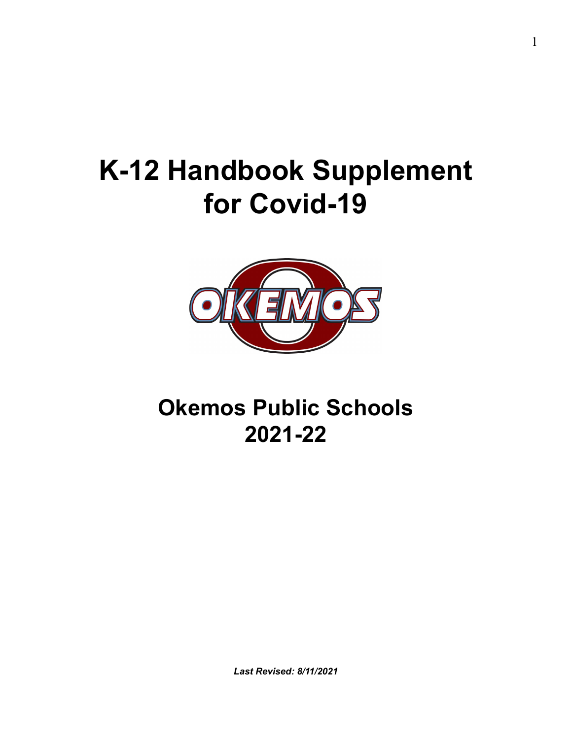# K-12 Handbook Supplement for Covid-19

## Okemos Public Schools
## 2021-22

***Last Revised: 8/11/2021***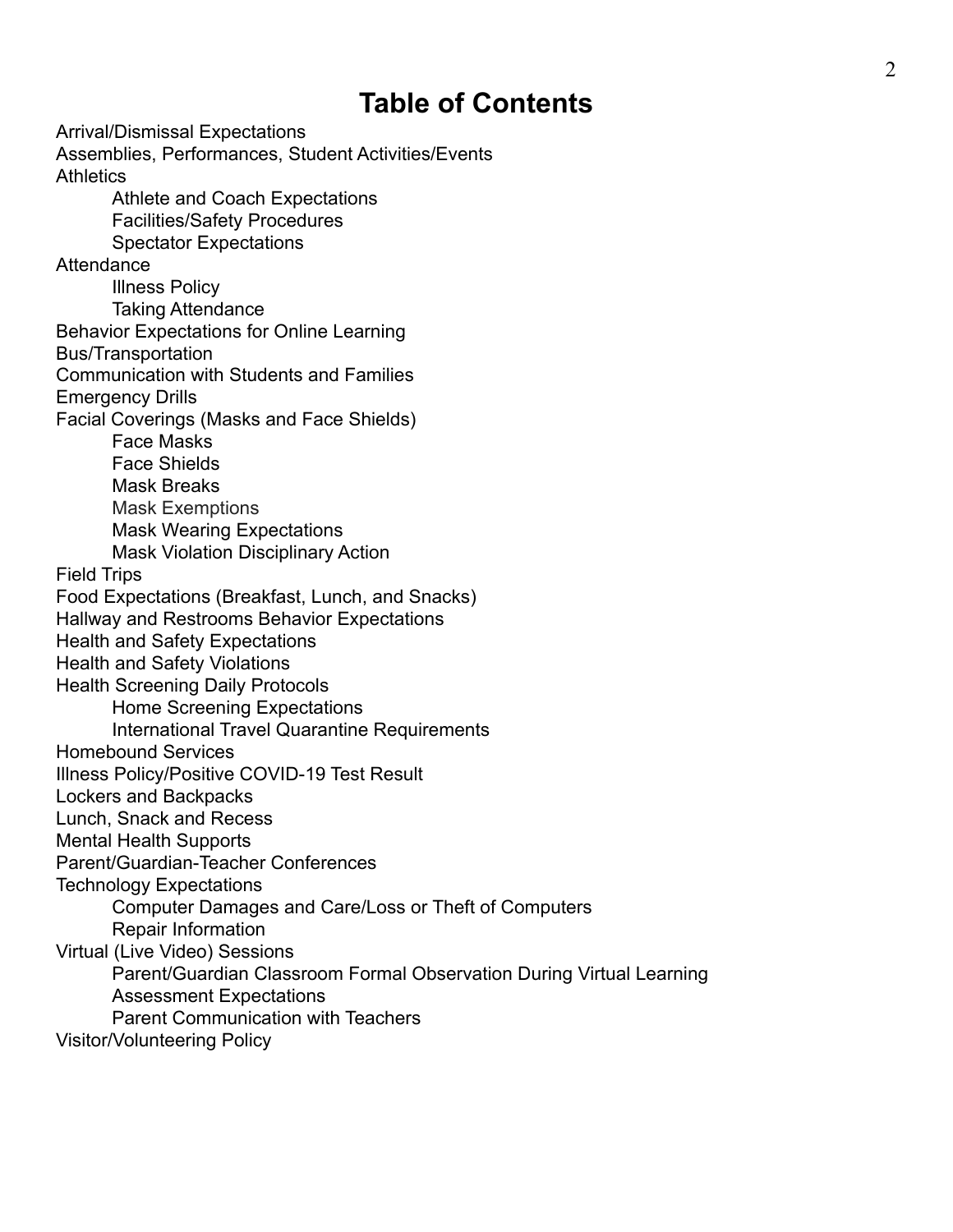# Table of Contents

- Arrival/Dismissal Expectations
- Assemblies, Performances, Student Activities/Events
- Athletics
  - Athlete and Coach Expectations
  - Facilities/Safety Procedures
  - Spectator Expectations
- Attendance
  - Illness Policy
  - Taking Attendance
- Behavior Expectations for Online Learning
- Bus/Transportation
- Communication with Students and Families
- Emergency Drills
- Facial Coverings (Masks and Face Shields)
  - Face Masks
  - Face Shields
  - Mask Breaks
  - Mask Exemptions
  - Mask Wearing Expectations
  - Mask Violation Disciplinary Action
- Field Trips
- Food Expectations (Breakfast, Lunch, and Snacks)
- Hallway and Restrooms Behavior Expectations
- Health and Safety Expectations
- Health and Safety Violations
- Health Screening Daily Protocols
  - Home Screening Expectations
  - International Travel Quarantine Requirements
- Homebound Services
- Illness Policy/Positive COVID-19 Test Result
- Lockers and Backpacks
- Lunch, Snack and Recess
- Mental Health Supports
- Parent/Guardian-Teacher Conferences
- Technology Expectations
  - Computer Damages and Care/Loss or Theft of Computers
  - Repair Information
- Virtual (Live Video) Sessions
  - Parent/Guardian Classroom Formal Observation During Virtual Learning
  - Assessment Expectations
  - Parent Communication with Teachers
- Visitor/Volunteering Policy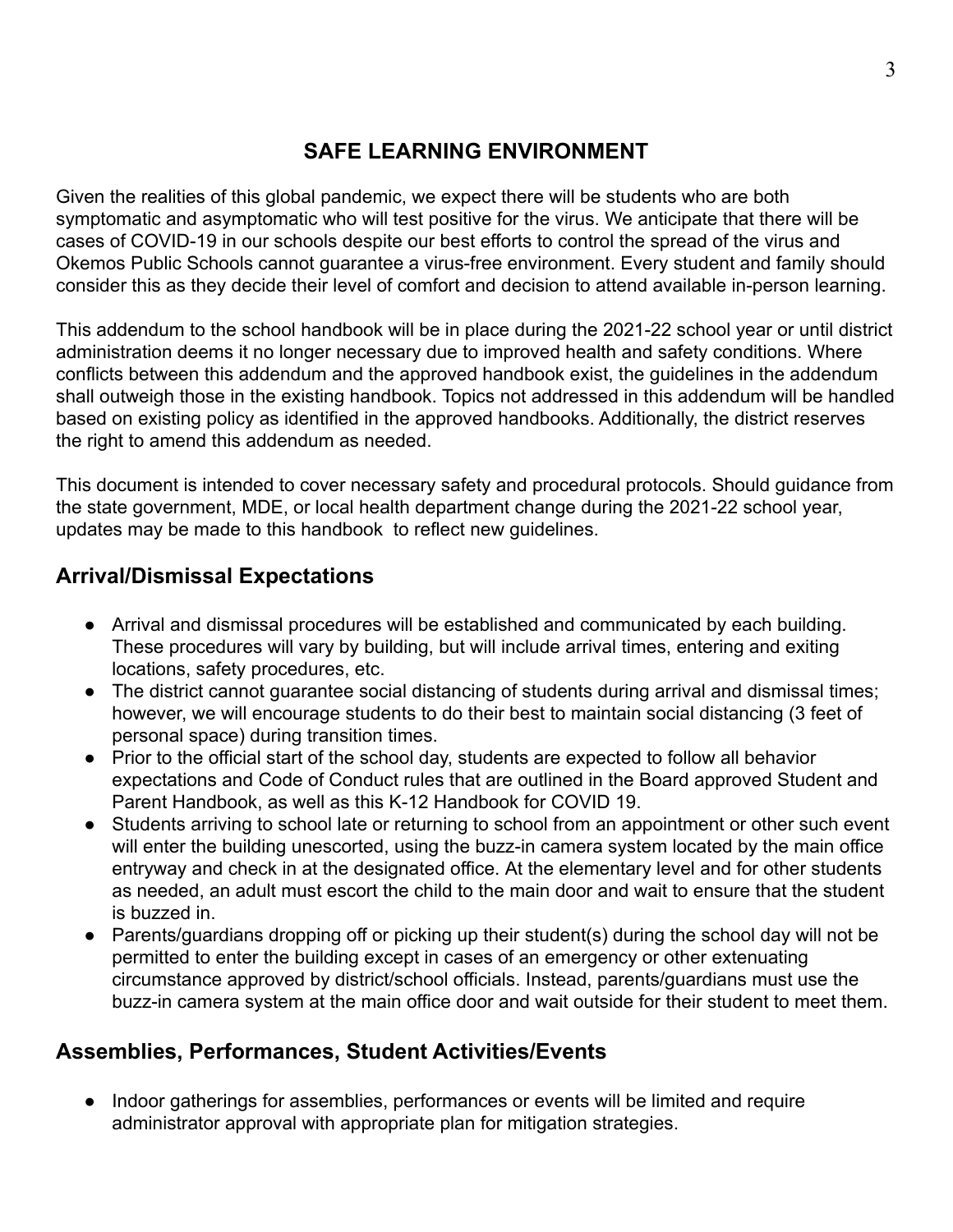## SAFE LEARNING ENVIRONMENT

Given the realities of this global pandemic, we expect there will be students who are both symptomatic and asymptomatic who will test positive for the virus. We anticipate that there will be cases of COVID-19 in our schools despite our best efforts to control the spread of the virus and Okemos Public Schools cannot guarantee a virus-free environment. Every student and family should consider this as they decide their level of comfort and decision to attend available in-person learning.

This addendum to the school handbook will be in place during the 2021-22 school year or until district administration deems it no longer necessary due to improved health and safety conditions. Where conflicts between this addendum and the approved handbook exist, the guidelines in the addendum shall outweigh those in the existing handbook. Topics not addressed in this addendum will be handled based on existing policy as identified in the approved handbooks. Additionally, the district reserves the right to amend this addendum as needed.

This document is intended to cover necessary safety and procedural protocols. Should guidance from the state government, MDE, or local health department change during the 2021-22 school year, updates may be made to this handbook to reflect new guidelines.

### Arrival/Dismissal Expectations

- Arrival and dismissal procedures will be established and communicated by each building. These procedures will vary by building, but will include arrival times, entering and exiting locations, safety procedures, etc.
- The district cannot guarantee social distancing of students during arrival and dismissal times; however, we will encourage students to do their best to maintain social distancing (3 feet of personal space) during transition times.
- Prior to the official start of the school day, students are expected to follow all behavior expectations and Code of Conduct rules that are outlined in the Board approved Student and Parent Handbook, as well as this K-12 Handbook for COVID 19.
- Students arriving to school late or returning to school from an appointment or other such event will enter the building unescorted, using the buzz-in camera system located by the main office entryway and check in at the designated office. At the elementary level and for other students as needed, an adult must escort the child to the main door and wait to ensure that the student is buzzed in.
- Parents/guardians dropping off or picking up their student(s) during the school day will not be permitted to enter the building except in cases of an emergency or other extenuating circumstance approved by district/school officials. Instead, parents/guardians must use the buzz-in camera system at the main office door and wait outside for their student to meet them.

### Assemblies, Performances, Student Activities/Events

- Indoor gatherings for assemblies, performances or events will be limited and require administrator approval with appropriate plan for mitigation strategies.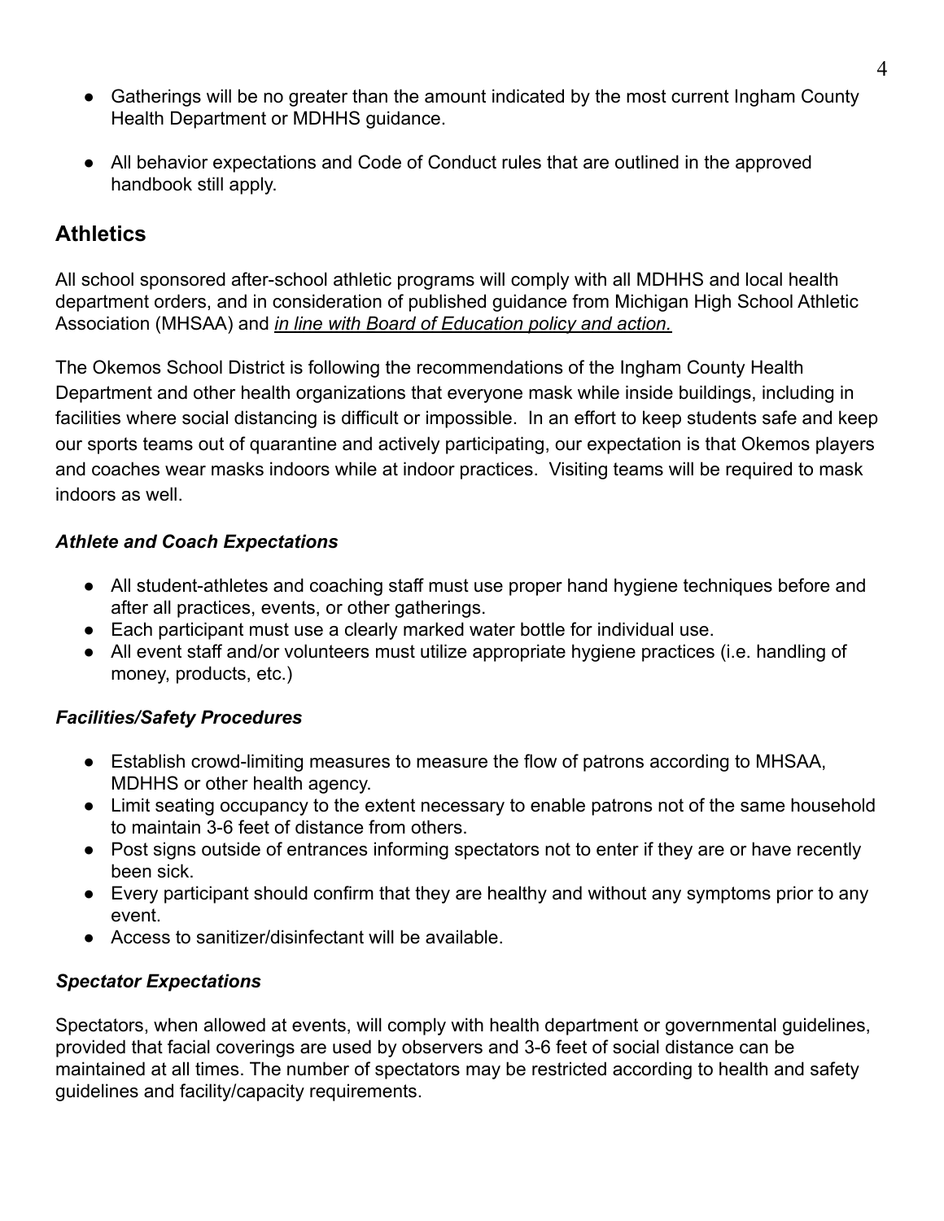- Gatherings will be no greater than the amount indicated by the most current Ingham County Health Department or MDHHS guidance.

- All behavior expectations and Code of Conduct rules that are outlined in the approved handbook still apply.

## Athletics

All school sponsored after-school athletic programs will comply with all MDHHS and local health department orders, and in consideration of published guidance from Michigan High School Athletic Association (MHSAA) and *in line with Board of Education policy and action.*

The Okemos School District is following the recommendations of the Ingham County Health Department and other health organizations that everyone mask while inside buildings, including in facilities where social distancing is difficult or impossible. In an effort to keep students safe and keep our sports teams out of quarantine and actively participating, our expectation is that Okemos players and coaches wear masks indoors while at indoor practices. Visiting teams will be required to mask indoors as well.

### *Athlete and Coach Expectations*

- All student-athletes and coaching staff must use proper hand hygiene techniques before and after all practices, events, or other gatherings.
- Each participant must use a clearly marked water bottle for individual use.
- All event staff and/or volunteers must utilize appropriate hygiene practices (i.e. handling of money, products, etc.)

### *Facilities/Safety Procedures*

- Establish crowd-limiting measures to measure the flow of patrons according to MHSAA, MDHHS or other health agency.
- Limit seating occupancy to the extent necessary to enable patrons not of the same household to maintain 3-6 feet of distance from others.
- Post signs outside of entrances informing spectators not to enter if they are or have recently been sick.
- Every participant should confirm that they are healthy and without any symptoms prior to any event.
- Access to sanitizer/disinfectant will be available.

### *Spectator Expectations*

Spectators, when allowed at events, will comply with health department or governmental guidelines, provided that facial coverings are used by observers and 3-6 feet of social distance can be maintained at all times. The number of spectators may be restricted according to health and safety guidelines and facility/capacity requirements.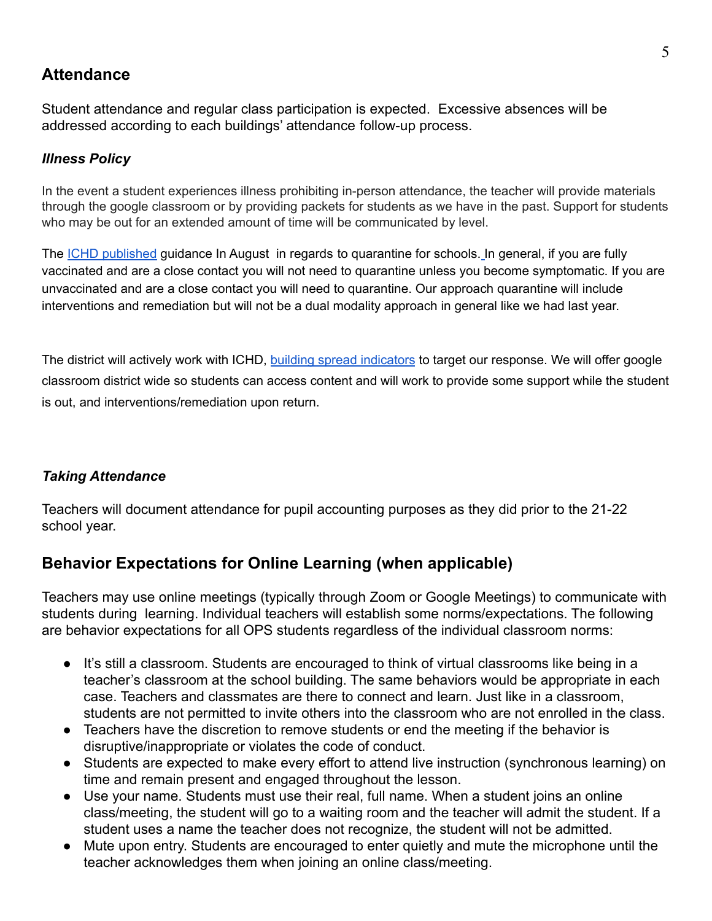## Attendance

Student attendance and regular class participation is expected. Excessive absences will be addressed according to each buildings' attendance follow-up process.

### *Illness Policy*

In the event a student experiences illness prohibiting in-person attendance, the teacher will provide materials through the google classroom or by providing packets for students as we have in the past. Support for students who may be out for an extended amount of time will be communicated by level.

The ICHD published guidance In August in regards to quarantine for schools. In general, if you are fully vaccinated and are a close contact you will not need to quarantine unless you become symptomatic. If you are unvaccinated and are a close contact you will need to quarantine. Our approach quarantine will include interventions and remediation but will not be a dual modality approach in general like we had last year.

The district will actively work with ICHD, building spread indicators to target our response. We will offer google classroom district wide so students can access content and will work to provide some support while the student is out, and interventions/remediation upon return.

### *Taking Attendance*

Teachers will document attendance for pupil accounting purposes as they did prior to the 21-22 school year.

## Behavior Expectations for Online Learning (when applicable)

Teachers may use online meetings (typically through Zoom or Google Meetings) to communicate with students during learning. Individual teachers will establish some norms/expectations. The following are behavior expectations for all OPS students regardless of the individual classroom norms:

- It's still a classroom. Students are encouraged to think of virtual classrooms like being in a teacher's classroom at the school building. The same behaviors would be appropriate in each case. Teachers and classmates are there to connect and learn. Just like in a classroom, students are not permitted to invite others into the classroom who are not enrolled in the class.
- Teachers have the discretion to remove students or end the meeting if the behavior is disruptive/inappropriate or violates the code of conduct.
- Students are expected to make every effort to attend live instruction (synchronous learning) on time and remain present and engaged throughout the lesson.
- Use your name. Students must use their real, full name. When a student joins an online class/meeting, the student will go to a waiting room and the teacher will admit the student. If a student uses a name the teacher does not recognize, the student will not be admitted.
- Mute upon entry. Students are encouraged to enter quietly and mute the microphone until the teacher acknowledges them when joining an online class/meeting.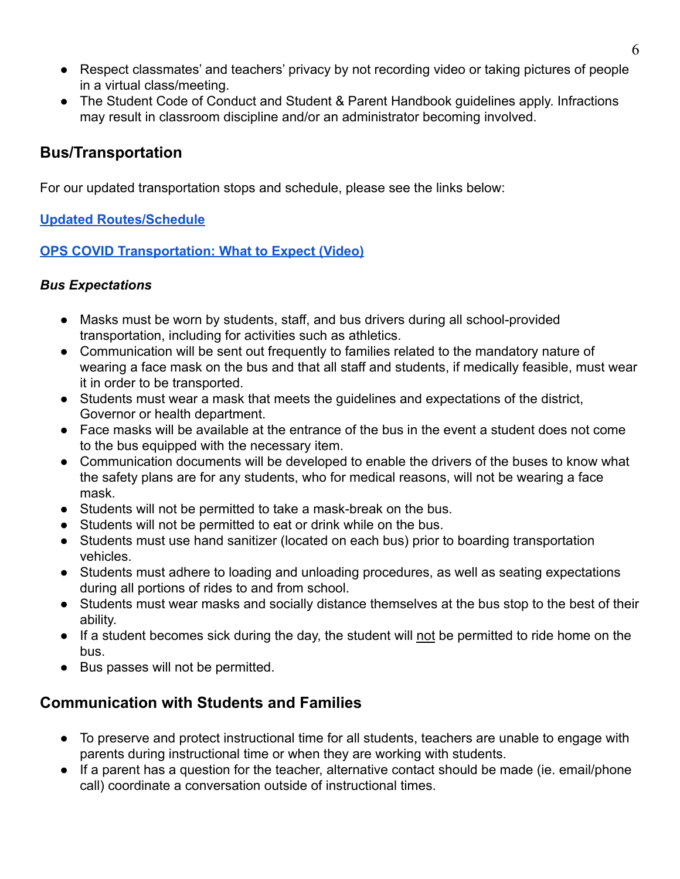- Respect classmates' and teachers' privacy by not recording video or taking pictures of people in a virtual class/meeting.
- The Student Code of Conduct and Student & Parent Handbook guidelines apply. Infractions may result in classroom discipline and/or an administrator becoming involved.

## Bus/Transportation

For our updated transportation stops and schedule, please see the links below:

**Updated Routes/Schedule**

**OPS COVID Transportation: What to Expect (Video)**

### *Bus Expectations*

- Masks must be worn by students, staff, and bus drivers during all school-provided transportation, including for activities such as athletics.
- Communication will be sent out frequently to families related to the mandatory nature of wearing a face mask on the bus and that all staff and students, if medically feasible, must wear it in order to be transported.
- Students must wear a mask that meets the guidelines and expectations of the district, Governor or health department.
- Face masks will be available at the entrance of the bus in the event a student does not come to the bus equipped with the necessary item.
- Communication documents will be developed to enable the drivers of the buses to know what the safety plans are for any students, who for medical reasons, will not be wearing a face mask.
- Students will not be permitted to take a mask-break on the bus.
- Students will not be permitted to eat or drink while on the bus.
- Students must use hand sanitizer (located on each bus) prior to boarding transportation vehicles.
- Students must adhere to loading and unloading procedures, as well as seating expectations during all portions of rides to and from school.
- Students must wear masks and socially distance themselves at the bus stop to the best of their ability.
- If a student becomes sick during the day, the student will not be permitted to ride home on the bus.
- Bus passes will not be permitted.

## Communication with Students and Families

- To preserve and protect instructional time for all students, teachers are unable to engage with parents during instructional time or when they are working with students.
- If a parent has a question for the teacher, alternative contact should be made (ie. email/phone call) coordinate a conversation outside of instructional times.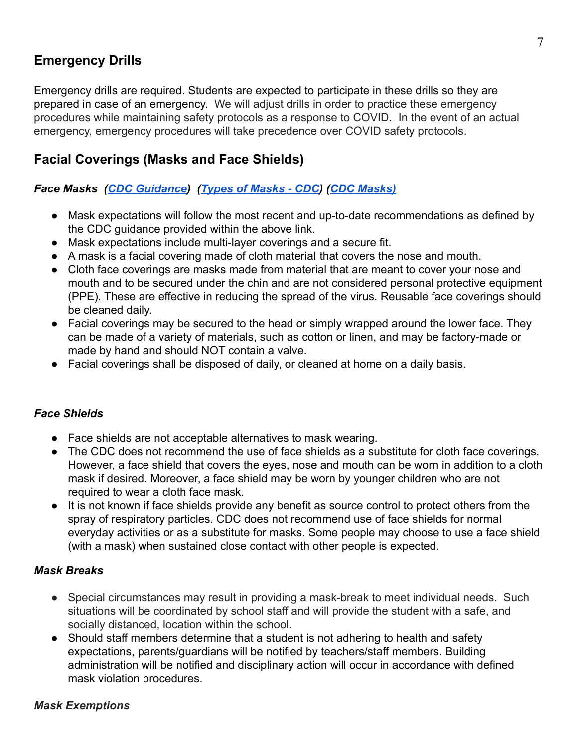## Emergency Drills

Emergency drills are required. Students are expected to participate in these drills so they are prepared in case of an emergency. We will adjust drills in order to practice these emergency procedures while maintaining safety protocols as a response to COVID. In the event of an actual emergency, emergency procedures will take precedence over COVID safety protocols.

## Facial Coverings (Masks and Face Shields)

### *Face Masks (CDC Guidance) (Types of Masks - CDC) (CDC Masks)*

- Mask expectations will follow the most recent and up-to-date recommendations as defined by the CDC guidance provided within the above link.
- Mask expectations include multi-layer coverings and a secure fit.
- A mask is a facial covering made of cloth material that covers the nose and mouth.
- Cloth face coverings are masks made from material that are meant to cover your nose and mouth and to be secured under the chin and are not considered personal protective equipment (PPE). These are effective in reducing the spread of the virus. Reusable face coverings should be cleaned daily.
- Facial coverings may be secured to the head or simply wrapped around the lower face. They can be made of a variety of materials, such as cotton or linen, and may be factory-made or made by hand and should NOT contain a valve.
- Facial coverings shall be disposed of daily, or cleaned at home on a daily basis.

### *Face Shields*

- Face shields are not acceptable alternatives to mask wearing.
- The CDC does not recommend the use of face shields as a substitute for cloth face coverings. However, a face shield that covers the eyes, nose and mouth can be worn in addition to a cloth mask if desired. Moreover, a face shield may be worn by younger children who are not required to wear a cloth face mask.
- It is not known if face shields provide any benefit as source control to protect others from the spray of respiratory particles. CDC does not recommend use of face shields for normal everyday activities or as a substitute for masks. Some people may choose to use a face shield (with a mask) when sustained close contact with other people is expected.

### *Mask Breaks*

- Special circumstances may result in providing a mask-break to meet individual needs. Such situations will be coordinated by school staff and will provide the student with a safe, and socially distanced, location within the school.
- Should staff members determine that a student is not adhering to health and safety expectations, parents/guardians will be notified by teachers/staff members. Building administration will be notified and disciplinary action will occur in accordance with defined mask violation procedures.

### *Mask Exemptions*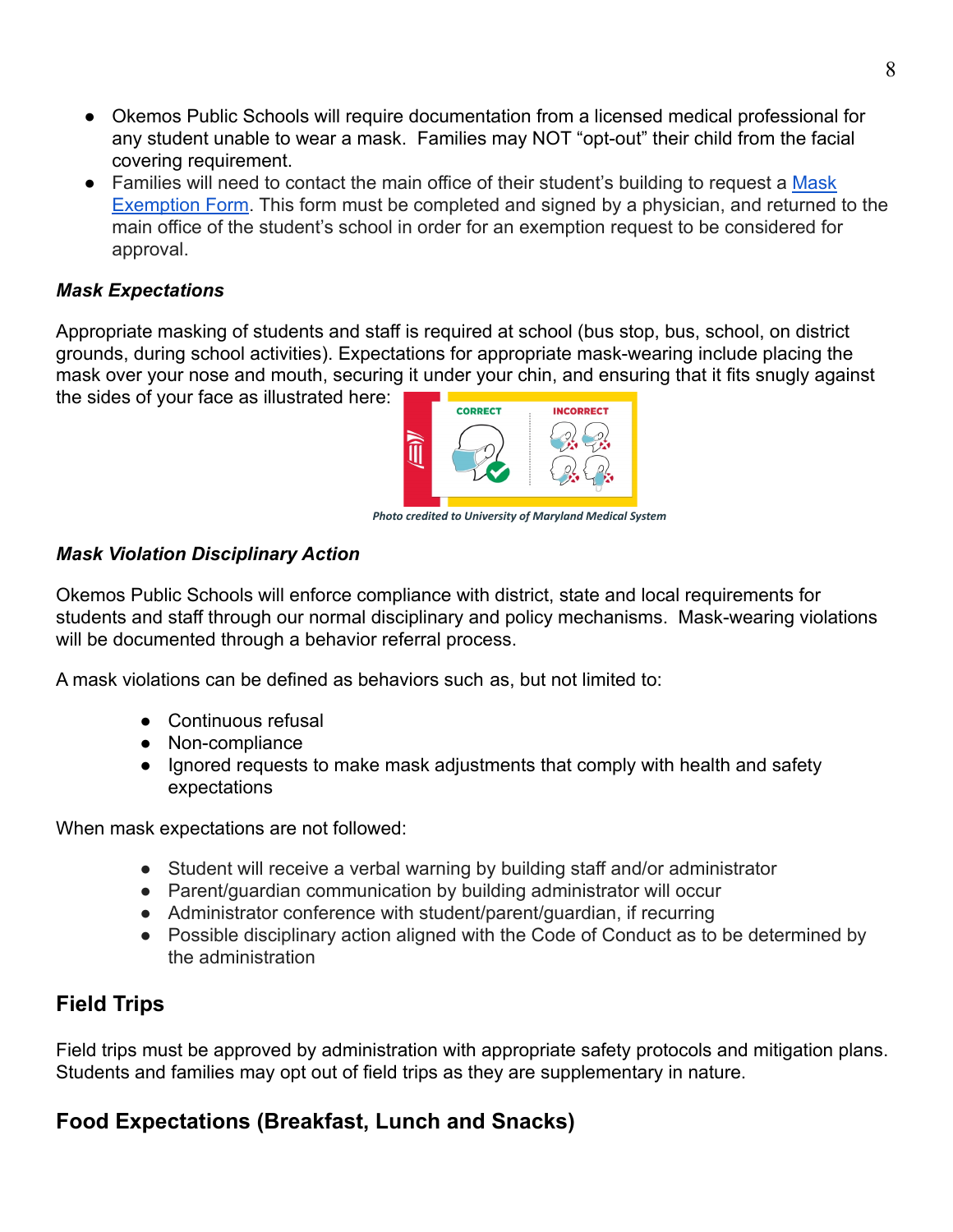- Okemos Public Schools will require documentation from a licensed medical professional for any student unable to wear a mask. Families may NOT "opt-out" their child from the facial covering requirement.
- Families will need to contact the main office of their student's building to request a [Mask Exemption Form](). This form must be completed and signed by a physician, and returned to the main office of the student's school in order for an exemption request to be considered for approval.

***Mask Expectations***

Appropriate masking of students and staff is required at school (bus stop, bus, school, on district grounds, during school activities). Expectations for appropriate mask-wearing include placing the mask over your nose and mouth, securing it under your chin, and ensuring that it fits snugly against the sides of your face as illustrated here:

*Photo credited to University of Maryland Medical System*

***Mask Violation Disciplinary Action***

Okemos Public Schools will enforce compliance with district, state and local requirements for students and staff through our normal disciplinary and policy mechanisms. Mask-wearing violations will be documented through a behavior referral process.

A mask violations can be defined as behaviors such as, but not limited to:

- Continuous refusal
- Non-compliance
- Ignored requests to make mask adjustments that comply with health and safety expectations

When mask expectations are not followed:

- Student will receive a verbal warning by building staff and/or administrator
- Parent/guardian communication by building administrator will occur
- Administrator conference with student/parent/guardian, if recurring
- Possible disciplinary action aligned with the Code of Conduct as to be determined by the administration

## Field Trips

Field trips must be approved by administration with appropriate safety protocols and mitigation plans. Students and families may opt out of field trips as they are supplementary in nature.

## Food Expectations (Breakfast, Lunch and Snacks)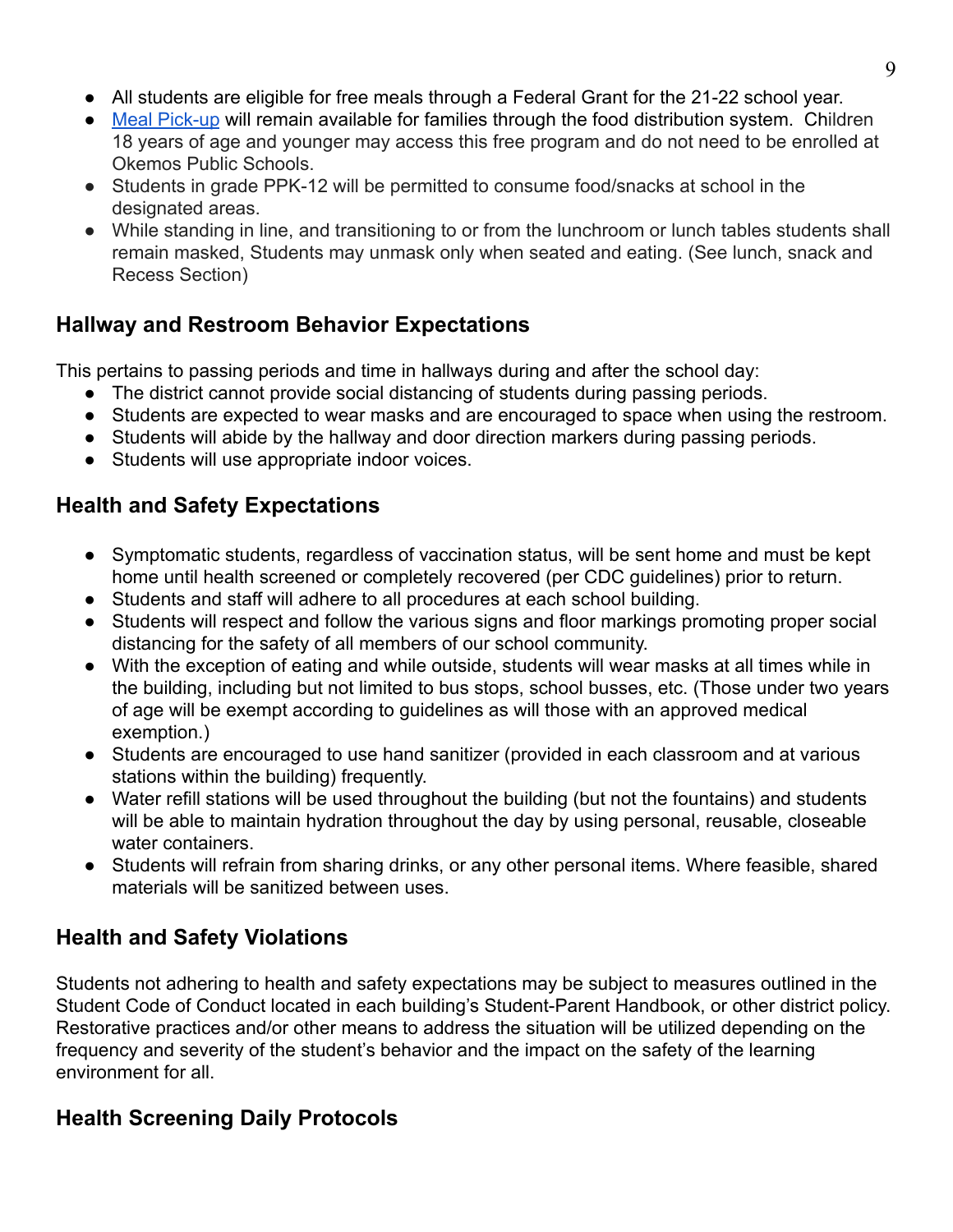- All students are eligible for free meals through a Federal Grant for the 21-22 school year.
- [Meal Pick-up](#) will remain available for families through the food distribution system. Children 18 years of age and younger may access this free program and do not need to be enrolled at Okemos Public Schools.
- Students in grade PPK-12 will be permitted to consume food/snacks at school in the designated areas.
- While standing in line, and transitioning to or from the lunchroom or lunch tables students shall remain masked, Students may unmask only when seated and eating. (See lunch, snack and Recess Section)

## Hallway and Restroom Behavior Expectations

This pertains to passing periods and time in hallways during and after the school day:

- The district cannot provide social distancing of students during passing periods.
- Students are expected to wear masks and are encouraged to space when using the restroom.
- Students will abide by the hallway and door direction markers during passing periods.
- Students will use appropriate indoor voices.

## Health and Safety Expectations

- Symptomatic students, regardless of vaccination status, will be sent home and must be kept home until health screened or completely recovered (per CDC guidelines) prior to return.
- Students and staff will adhere to all procedures at each school building.
- Students will respect and follow the various signs and floor markings promoting proper social distancing for the safety of all members of our school community.
- With the exception of eating and while outside, students will wear masks at all times while in the building, including but not limited to bus stops, school busses, etc. (Those under two years of age will be exempt according to guidelines as will those with an approved medical exemption.)
- Students are encouraged to use hand sanitizer (provided in each classroom and at various stations within the building) frequently.
- Water refill stations will be used throughout the building (but not the fountains) and students will be able to maintain hydration throughout the day by using personal, reusable, closeable water containers.
- Students will refrain from sharing drinks, or any other personal items. Where feasible, shared materials will be sanitized between uses.

## Health and Safety Violations

Students not adhering to health and safety expectations may be subject to measures outlined in the Student Code of Conduct located in each building's Student-Parent Handbook, or other district policy. Restorative practices and/or other means to address the situation will be utilized depending on the frequency and severity of the student's behavior and the impact on the safety of the learning environment for all.

## Health Screening Daily Protocols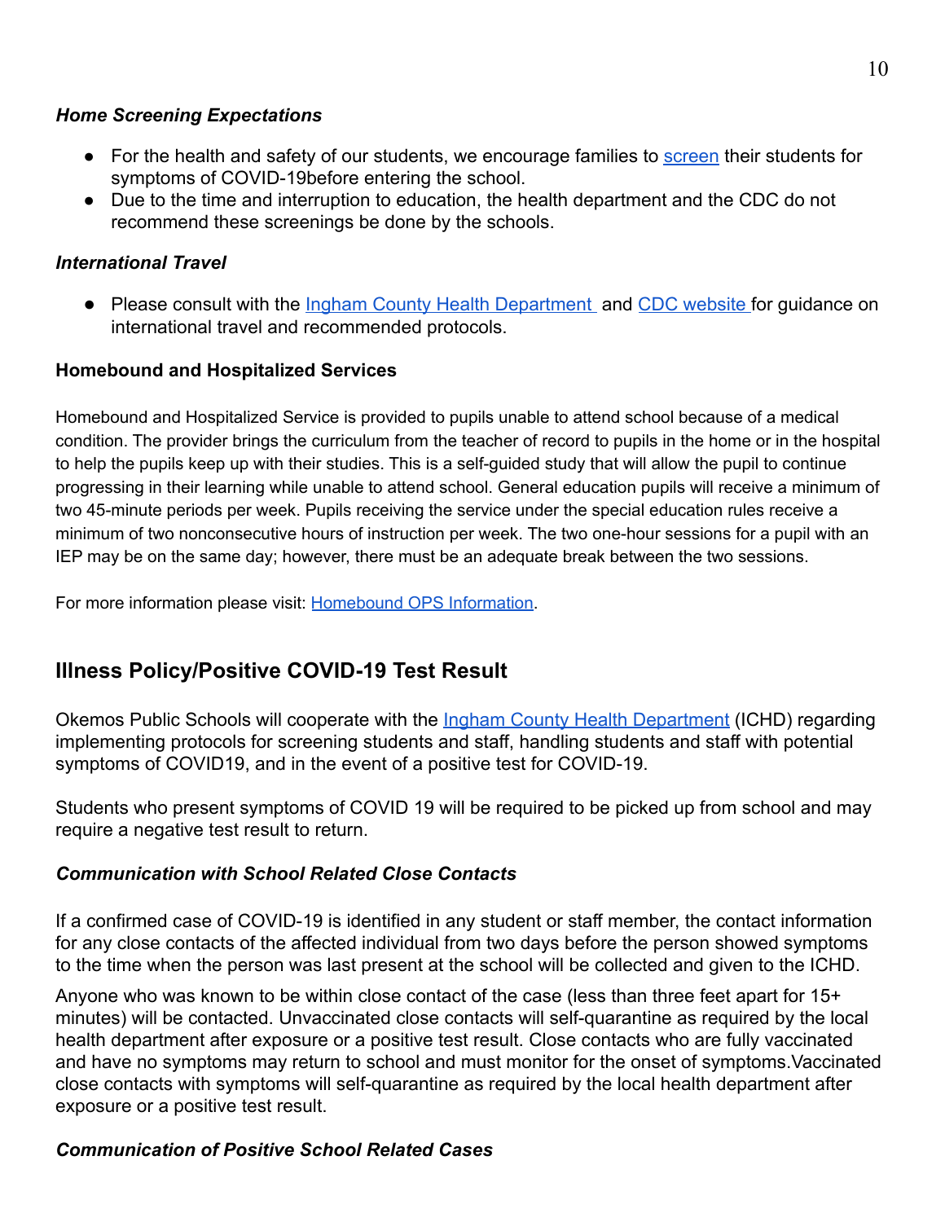### *Home Screening Expectations*

- For the health and safety of our students, we encourage families to [screen](#) their students for symptoms of COVID-19before entering the school.
- Due to the time and interruption to education, the health department and the CDC do not recommend these screenings be done by the schools.

### *International Travel*

- Please consult with the [Ingham County Health Department](#) and [CDC website](#) for guidance on international travel and recommended protocols.

### Homebound and Hospitalized Services

Homebound and Hospitalized Service is provided to pupils unable to attend school because of a medical condition. The provider brings the curriculum from the teacher of record to pupils in the home or in the hospital to help the pupils keep up with their studies. This is a self-guided study that will allow the pupil to continue progressing in their learning while unable to attend school. General education pupils will receive a minimum of two 45-minute periods per week. Pupils receiving the service under the special education rules receive a minimum of two nonconsecutive hours of instruction per week. The two one-hour sessions for a pupil with an IEP may be on the same day; however, there must be an adequate break between the two sessions.

For more information please visit: [Homebound OPS Information](#).

## Illness Policy/Positive COVID-19 Test Result

Okemos Public Schools will cooperate with the [Ingham County Health Department](#) (ICHD) regarding implementing protocols for screening students and staff, handling students and staff with potential symptoms of COVID19, and in the event of a positive test for COVID-19.

Students who present symptoms of COVID 19 will be required to be picked up from school and may require a negative test result to return.

### *Communication with School Related Close Contacts*

If a confirmed case of COVID-19 is identified in any student or staff member, the contact information for any close contacts of the affected individual from two days before the person showed symptoms to the time when the person was last present at the school will be collected and given to the ICHD.

Anyone who was known to be within close contact of the case (less than three feet apart for 15+ minutes) will be contacted. Unvaccinated close contacts will self-quarantine as required by the local health department after exposure or a positive test result. Close contacts who are fully vaccinated and have no symptoms may return to school and must monitor for the onset of symptoms.Vaccinated close contacts with symptoms will self-quarantine as required by the local health department after exposure or a positive test result.

### *Communication of Positive School Related Cases*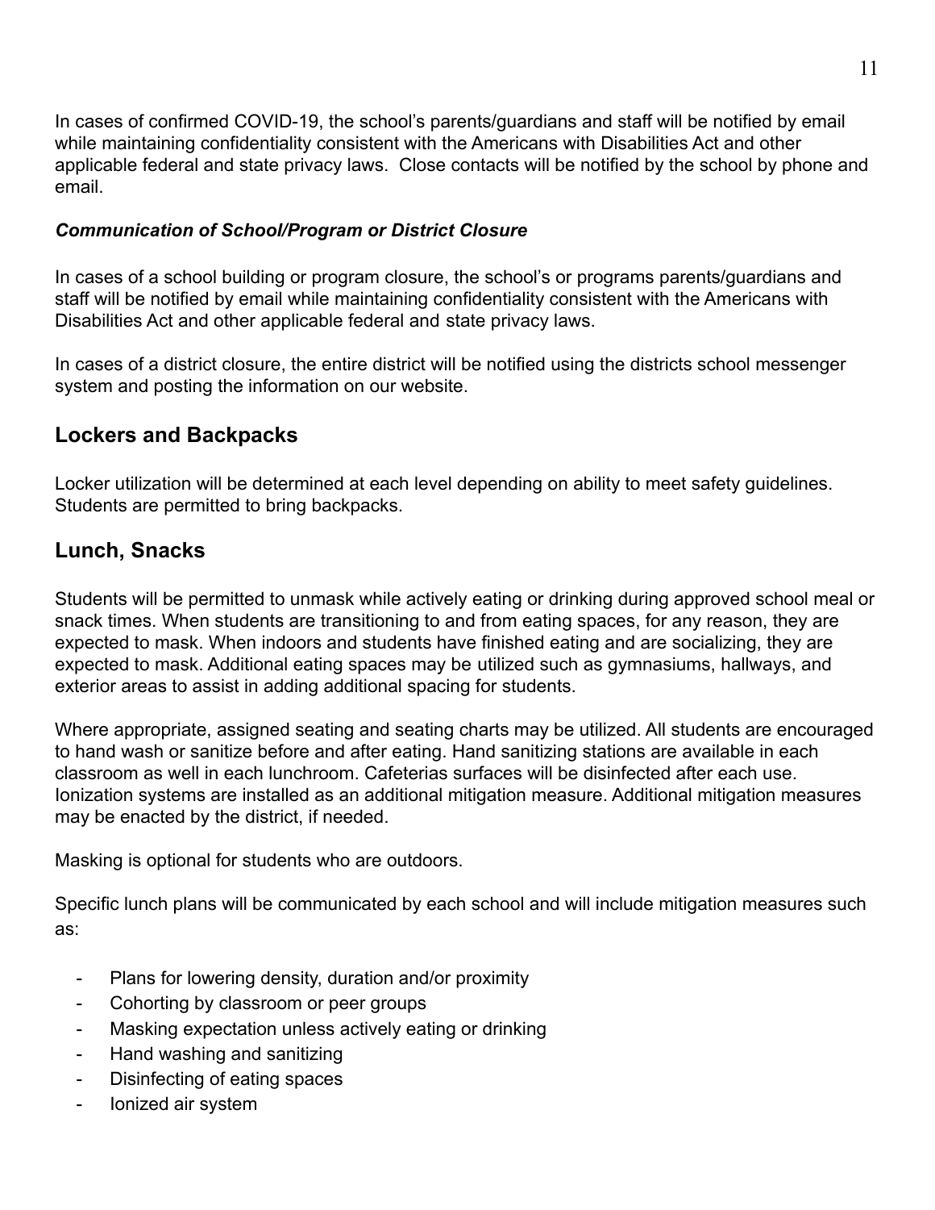In cases of confirmed COVID-19, the school's parents/guardians and staff will be notified by email while maintaining confidentiality consistent with the Americans with Disabilities Act and other applicable federal and state privacy laws. Close contacts will be notified by the school by phone and email.

#### ***Communication of School/Program or District Closure***

In cases of a school building or program closure, the school's or programs parents/guardians and staff will be notified by email while maintaining confidentiality consistent with the Americans with Disabilities Act and other applicable federal and state privacy laws.

In cases of a district closure, the entire district will be notified using the districts school messenger system and posting the information on our website.

## Lockers and Backpacks

Locker utilization will be determined at each level depending on ability to meet safety guidelines. Students are permitted to bring backpacks.

## Lunch, Snacks

Students will be permitted to unmask while actively eating or drinking during approved school meal or snack times. When students are transitioning to and from eating spaces, for any reason, they are expected to mask. When indoors and students have finished eating and are socializing, they are expected to mask. Additional eating spaces may be utilized such as gymnasiums, hallways, and exterior areas to assist in adding additional spacing for students.

Where appropriate, assigned seating and seating charts may be utilized. All students are encouraged to hand wash or sanitize before and after eating. Hand sanitizing stations are available in each classroom as well in each lunchroom. Cafeterias surfaces will be disinfected after each use. Ionization systems are installed as an additional mitigation measure. Additional mitigation measures may be enacted by the district, if needed.

Masking is optional for students who are outdoors.

Specific lunch plans will be communicated by each school and will include mitigation measures such as:

- Plans for lowering density, duration and/or proximity
- Cohorting by classroom or peer groups
- Masking expectation unless actively eating or drinking
- Hand washing and sanitizing
- Disinfecting of eating spaces
- Ionized air system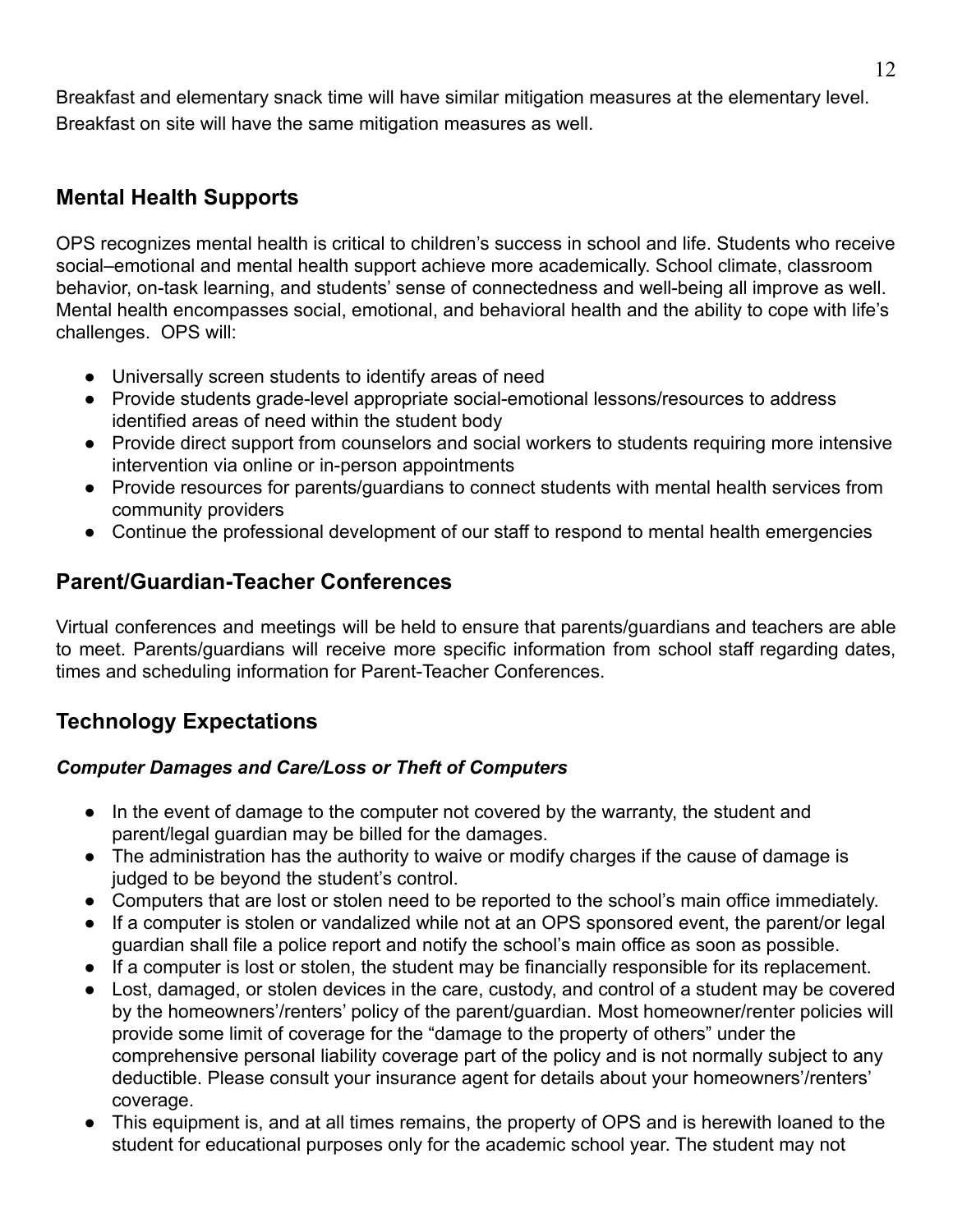Breakfast and elementary snack time will have similar mitigation measures at the elementary level. Breakfast on site will have the same mitigation measures as well.

## Mental Health Supports

OPS recognizes mental health is critical to children's success in school and life. Students who receive social–emotional and mental health support achieve more academically. School climate, classroom behavior, on-task learning, and students' sense of connectedness and well-being all improve as well. Mental health encompasses social, emotional, and behavioral health and the ability to cope with life's challenges. OPS will:

- Universally screen students to identify areas of need
- Provide students grade-level appropriate social-emotional lessons/resources to address identified areas of need within the student body
- Provide direct support from counselors and social workers to students requiring more intensive intervention via online or in-person appointments
- Provide resources for parents/guardians to connect students with mental health services from community providers
- Continue the professional development of our staff to respond to mental health emergencies

## Parent/Guardian-Teacher Conferences

Virtual conferences and meetings will be held to ensure that parents/guardians and teachers are able to meet. Parents/guardians will receive more specific information from school staff regarding dates, times and scheduling information for Parent-Teacher Conferences.

## Technology Expectations

### *Computer Damages and Care/Loss or Theft of Computers*

- In the event of damage to the computer not covered by the warranty, the student and parent/legal guardian may be billed for the damages.
- The administration has the authority to waive or modify charges if the cause of damage is judged to be beyond the student's control.
- Computers that are lost or stolen need to be reported to the school's main office immediately.
- If a computer is stolen or vandalized while not at an OPS sponsored event, the parent/or legal guardian shall file a police report and notify the school's main office as soon as possible.
- If a computer is lost or stolen, the student may be financially responsible for its replacement.
- Lost, damaged, or stolen devices in the care, custody, and control of a student may be covered by the homeowners'/renters' policy of the parent/guardian. Most homeowner/renter policies will provide some limit of coverage for the "damage to the property of others" under the comprehensive personal liability coverage part of the policy and is not normally subject to any deductible. Please consult your insurance agent for details about your homeowners'/renters' coverage.
- This equipment is, and at all times remains, the property of OPS and is herewith loaned to the student for educational purposes only for the academic school year. The student may not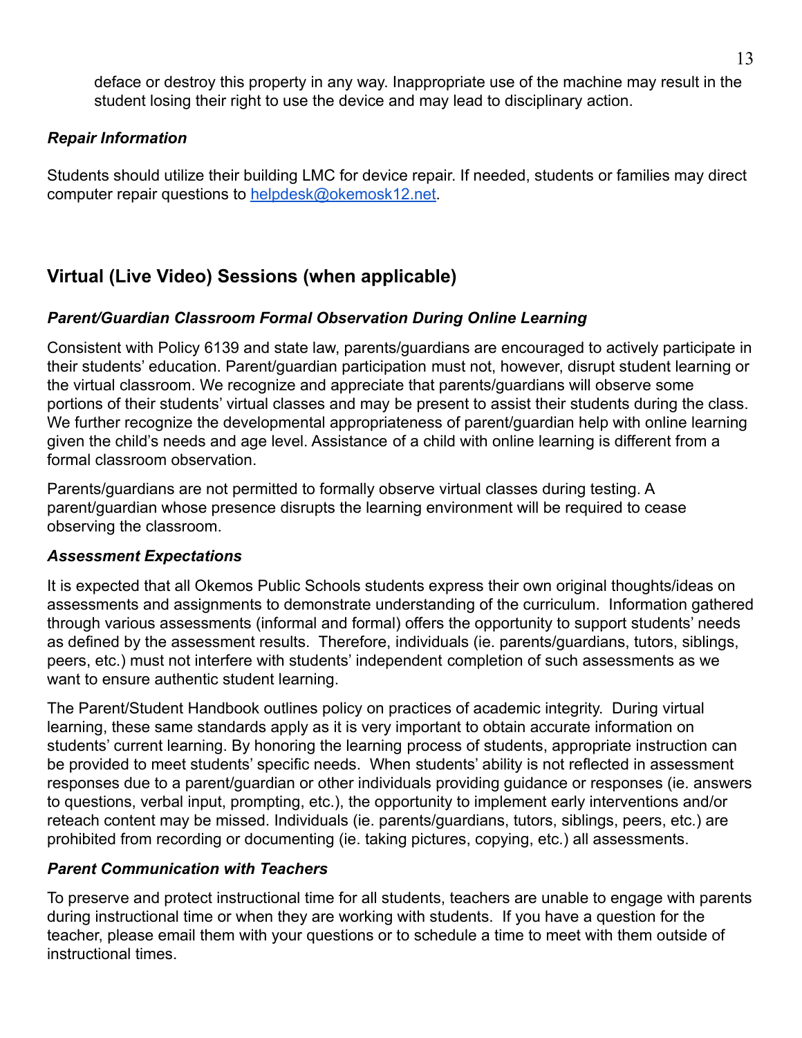deface or destroy this property in any way. Inappropriate use of the machine may result in the student losing their right to use the device and may lead to disciplinary action.

***Repair Information***

Students should utilize their building LMC for device repair. If needed, students or families may direct computer repair questions to [helpdesk@okemosk12.net](mailto:helpdesk@okemosk12.net).

## Virtual (Live Video) Sessions (when applicable)

***Parent/Guardian Classroom Formal Observation During Online Learning***

Consistent with Policy 6139 and state law, parents/guardians are encouraged to actively participate in their students' education. Parent/guardian participation must not, however, disrupt student learning or the virtual classroom. We recognize and appreciate that parents/guardians will observe some portions of their students' virtual classes and may be present to assist their students during the class. We further recognize the developmental appropriateness of parent/guardian help with online learning given the child's needs and age level. Assistance of a child with online learning is different from a formal classroom observation.

Parents/guardians are not permitted to formally observe virtual classes during testing. A parent/guardian whose presence disrupts the learning environment will be required to cease observing the classroom.

***Assessment Expectations***

It is expected that all Okemos Public Schools students express their own original thoughts/ideas on assessments and assignments to demonstrate understanding of the curriculum. Information gathered through various assessments (informal and formal) offers the opportunity to support students' needs as defined by the assessment results. Therefore, individuals (ie. parents/guardians, tutors, siblings, peers, etc.) must not interfere with students' independent completion of such assessments as we want to ensure authentic student learning.

The Parent/Student Handbook outlines policy on practices of academic integrity. During virtual learning, these same standards apply as it is very important to obtain accurate information on students' current learning. By honoring the learning process of students, appropriate instruction can be provided to meet students' specific needs. When students' ability is not reflected in assessment responses due to a parent/guardian or other individuals providing guidance or responses (ie. answers to questions, verbal input, prompting, etc.), the opportunity to implement early interventions and/or reteach content may be missed. Individuals (ie. parents/guardians, tutors, siblings, peers, etc.) are prohibited from recording or documenting (ie. taking pictures, copying, etc.) all assessments.

***Parent Communication with Teachers***

To preserve and protect instructional time for all students, teachers are unable to engage with parents during instructional time or when they are working with students. If you have a question for the teacher, please email them with your questions or to schedule a time to meet with them outside of instructional times.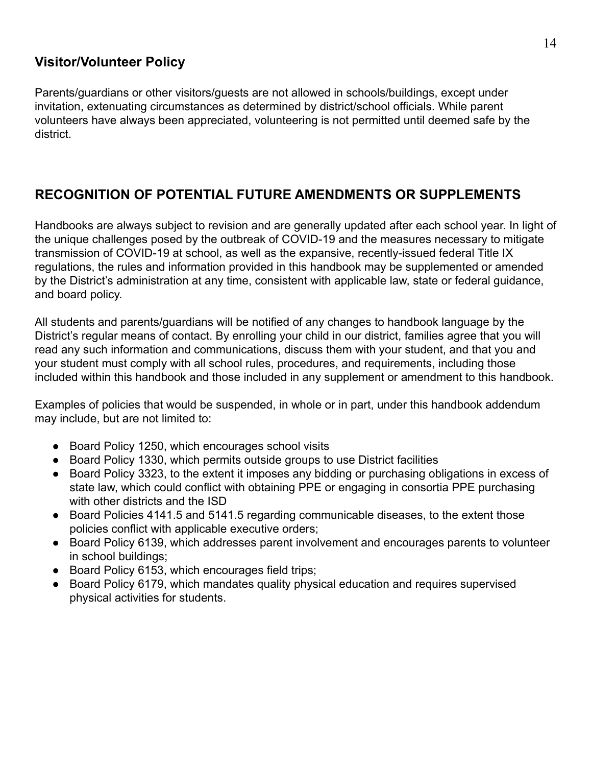### Visitor/Volunteer Policy

Parents/guardians or other visitors/guests are not allowed in schools/buildings, except under invitation, extenuating circumstances as determined by district/school officials. While parent volunteers have always been appreciated, volunteering is not permitted until deemed safe by the district.

## RECOGNITION OF POTENTIAL FUTURE AMENDMENTS OR SUPPLEMENTS

Handbooks are always subject to revision and are generally updated after each school year. In light of the unique challenges posed by the outbreak of COVID-19 and the measures necessary to mitigate transmission of COVID-19 at school, as well as the expansive, recently-issued federal Title IX regulations, the rules and information provided in this handbook may be supplemented or amended by the District's administration at any time, consistent with applicable law, state or federal guidance, and board policy.

All students and parents/guardians will be notified of any changes to handbook language by the District's regular means of contact. By enrolling your child in our district, families agree that you will read any such information and communications, discuss them with your student, and that you and your student must comply with all school rules, procedures, and requirements, including those included within this handbook and those included in any supplement or amendment to this handbook.

Examples of policies that would be suspended, in whole or in part, under this handbook addendum may include, but are not limited to:

- Board Policy 1250, which encourages school visits
- Board Policy 1330, which permits outside groups to use District facilities
- Board Policy 3323, to the extent it imposes any bidding or purchasing obligations in excess of state law, which could conflict with obtaining PPE or engaging in consortia PPE purchasing with other districts and the ISD
- Board Policies 4141.5 and 5141.5 regarding communicable diseases, to the extent those policies conflict with applicable executive orders;
- Board Policy 6139, which addresses parent involvement and encourages parents to volunteer in school buildings;
- Board Policy 6153, which encourages field trips;
- Board Policy 6179, which mandates quality physical education and requires supervised physical activities for students.